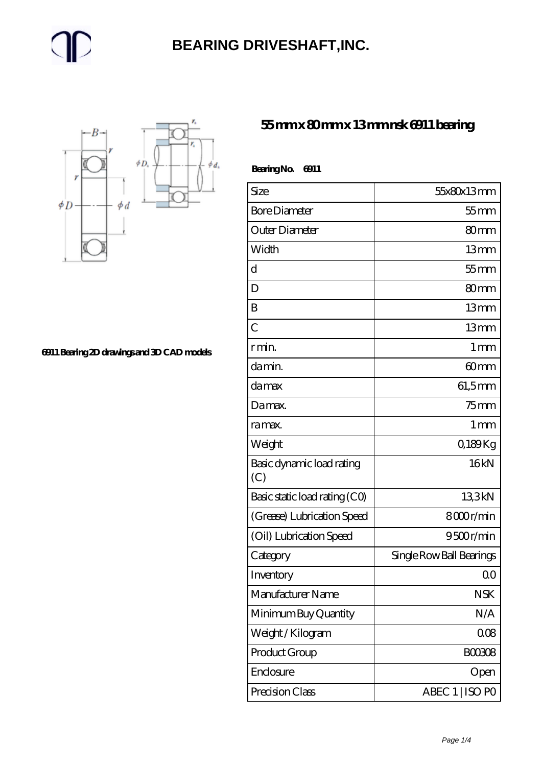# BEARING DRIVESHAFT,INC.

6911 Bearing 2D drawings and 3D CAD models

## 55 mm x 80 mm x 13 mm nsk 6911 bearing

**Bearing No. 6911**

| Size | 55x80x13 mm |
|---|---|
| Bore Diameter | 55 mm |
| Outer Diameter | 80 mm |
| Width | 13 mm |
| d | 55 mm |
| D | 80 mm |
| B | 13 mm |
| C | 13 mm |
| r min. | 1 mm |
| da min. | 60 mm |
| da max | 61,5 mm |
| Da max. | 75 mm |
| ra max. | 1 mm |
| Weight | 0,189 Kg |
| Basic dynamic load rating (C) | 16 kN |
| Basic static load rating (C0) | 13,3 kN |
| (Grease) Lubrication Speed | 8 000 r/min |
| (Oil) Lubrication Speed | 9 500 r/min |
| Category | Single Row Ball Bearings |
| Inventory | 0.0 |
| Manufacturer Name | NSK |
| Minimum Buy Quantity | N/A |
| Weight / Kilogram | 0.08 |
| Product Group | B00308 |
| Enclosure | Open |
| Precision Class | ABEC 1 \| ISO P0 |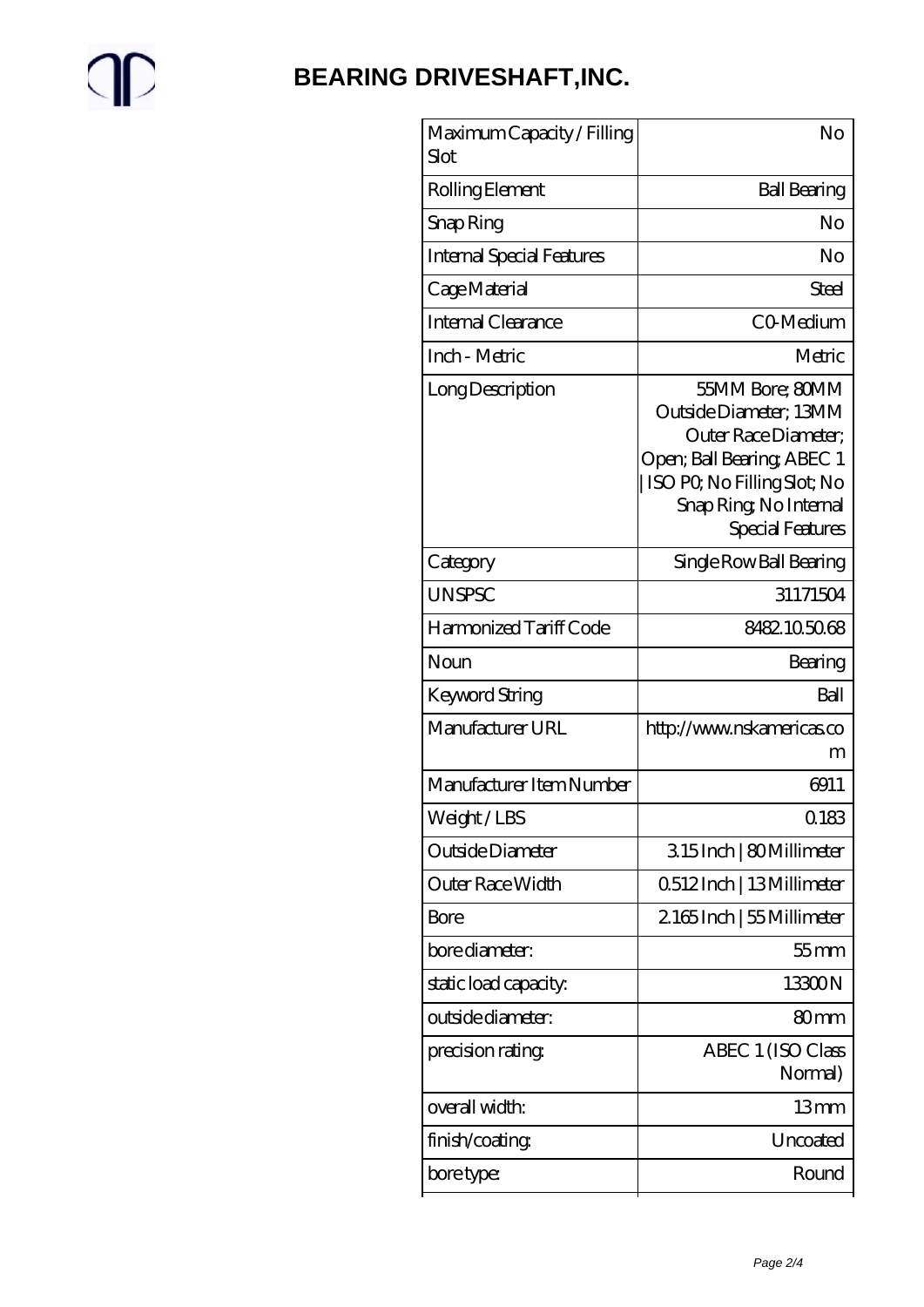# BEARING DRIVESHAFT,INC.

| | |
|---|---|
| Maximum Capacity / Filling Slot | No |
| Rolling Element | Ball Bearing |
| Snap Ring | No |
| Internal Special Features | No |
| Cage Material | Steel |
| Internal Clearance | C0-Medium |
| Inch - Metric | Metric |
| Long Description | 55MM Bore; 80MM Outside Diameter; 13MM Outer Race Diameter; Open; Ball Bearing; ABEC 1 \| ISO P0; No Filling Slot; No Snap Ring; No Internal Special Features |
| Category | Single Row Ball Bearing |
| UNSPSC | 31171504 |
| Harmonized Tariff Code | 8482.10.50.68 |
| Noun | Bearing |
| Keyword String | Ball |
| Manufacturer URL | http://www.nskamericas.com |
| Manufacturer Item Number | 6911 |
| Weight / LBS | 0.183 |
| Outside Diameter | 3.15 Inch \| 80 Millimeter |
| Outer Race Width | 0.512 Inch \| 13 Millimeter |
| Bore | 2.165 Inch \| 55 Millimeter |
| bore diameter: | 55 mm |
| static load capacity: | 13300 N |
| outside diameter: | 80 mm |
| precision rating: | ABEC 1 (ISO Class Normal) |
| overall width: | 13 mm |
| finish/coating: | Uncoated |
| bore type: | Round |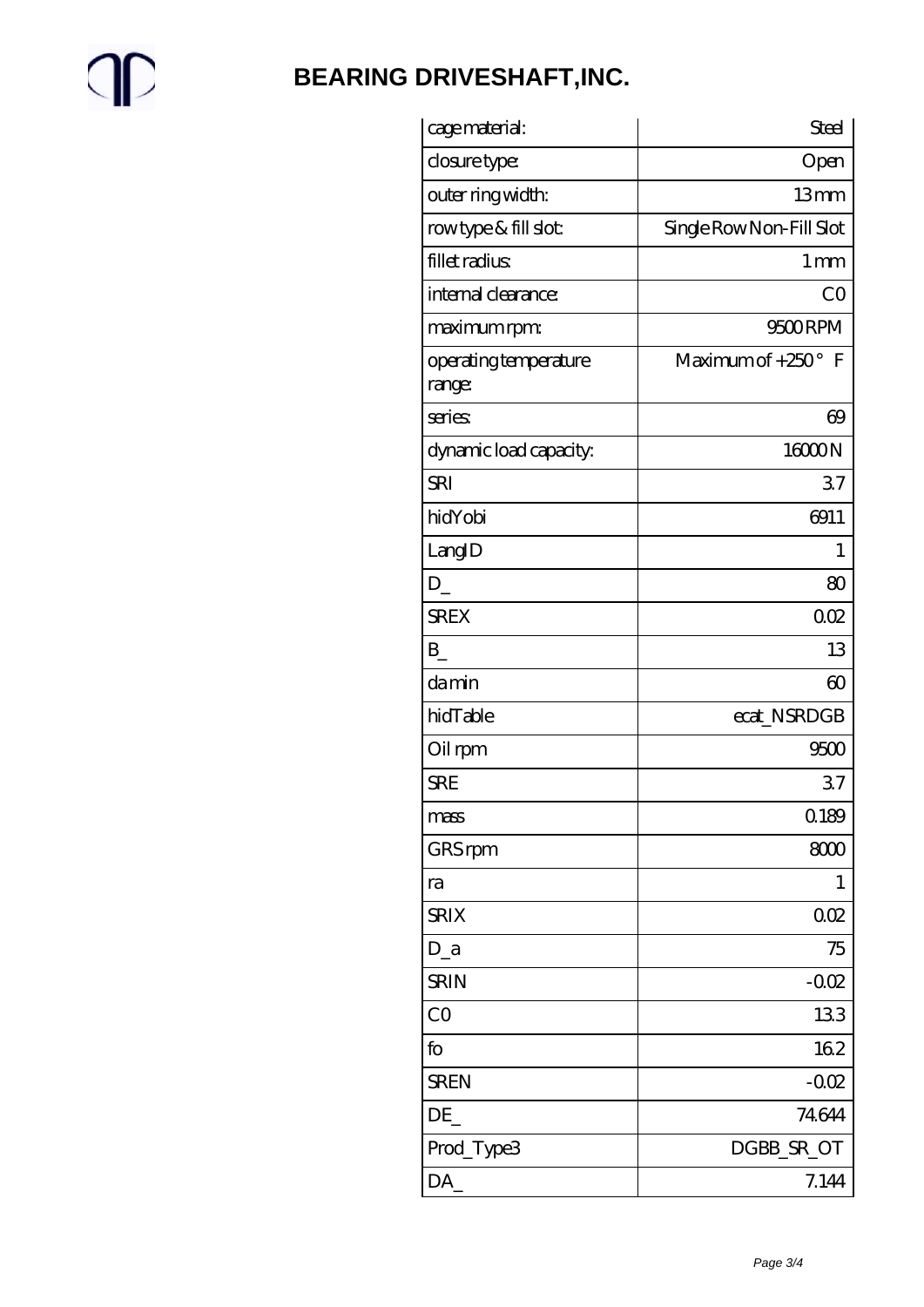# BEARING DRIVESHAFT,INC.

| | |
|---|---|
| cage material: | Steel |
| closure type: | Open |
| outer ring width: | 13 mm |
| row type & fill slot: | Single Row Non-Fill Slot |
| fillet radius: | 1 mm |
| internal clearance: | C0 |
| maximum rpm: | 9500 RPM |
| operating temperature range: | Maximum of +250 ° F |
| series: | 69 |
| dynamic load capacity: | 16000 N |
| SRI | 3.7 |
| hidYobi | 6911 |
| LangID | 1 |
| D_ | 80 |
| SREX | 0.02 |
| B_ | 13 |
| da min | 60 |
| hidTable | ecat_NSRDGB |
| Oil rpm | 9500 |
| SRE | 3.7 |
| mass | 0.189 |
| GRS rpm | 8000 |
| ra | 1 |
| SRIX | 0.02 |
| D_a | 75 |
| SRIN | -0.02 |
| C0 | 13.3 |
| fo | 16.2 |
| SREN | -0.02 |
| DE_ | 74.644 |
| Prod_Type3 | DGBB_SR_OT |
| DA_ | 7.144 |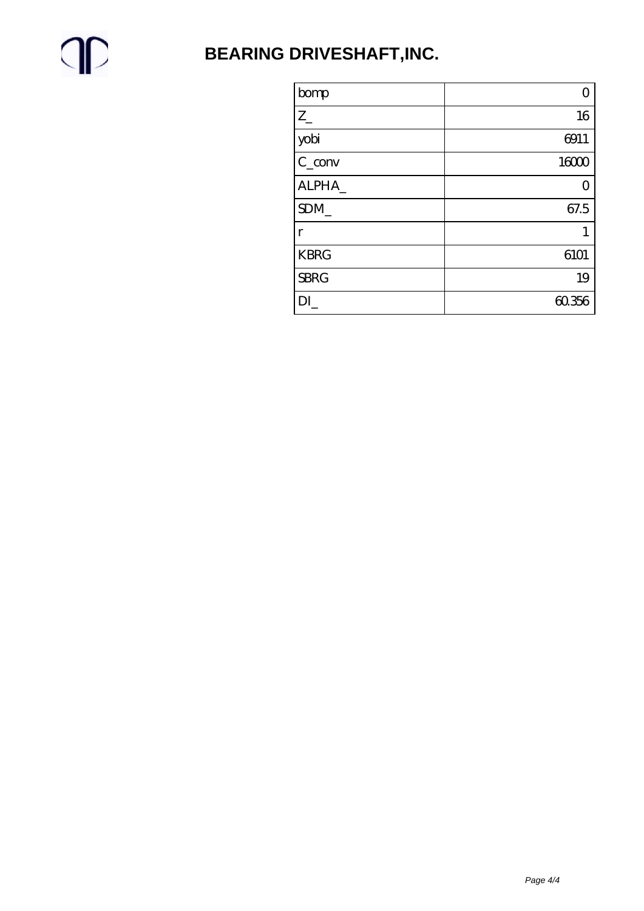| | |
|---|---|
| bomp | 0 |
| Z_ | 16 |
| yobi | 6911 |
| C_conv | 16000 |
| ALPHA_ | 0 |
| SDM_ | 67.5 |
| r | 1 |
| KBRG | 6101 |
| SBRG | 19 |
| DI_ | 60.356 |